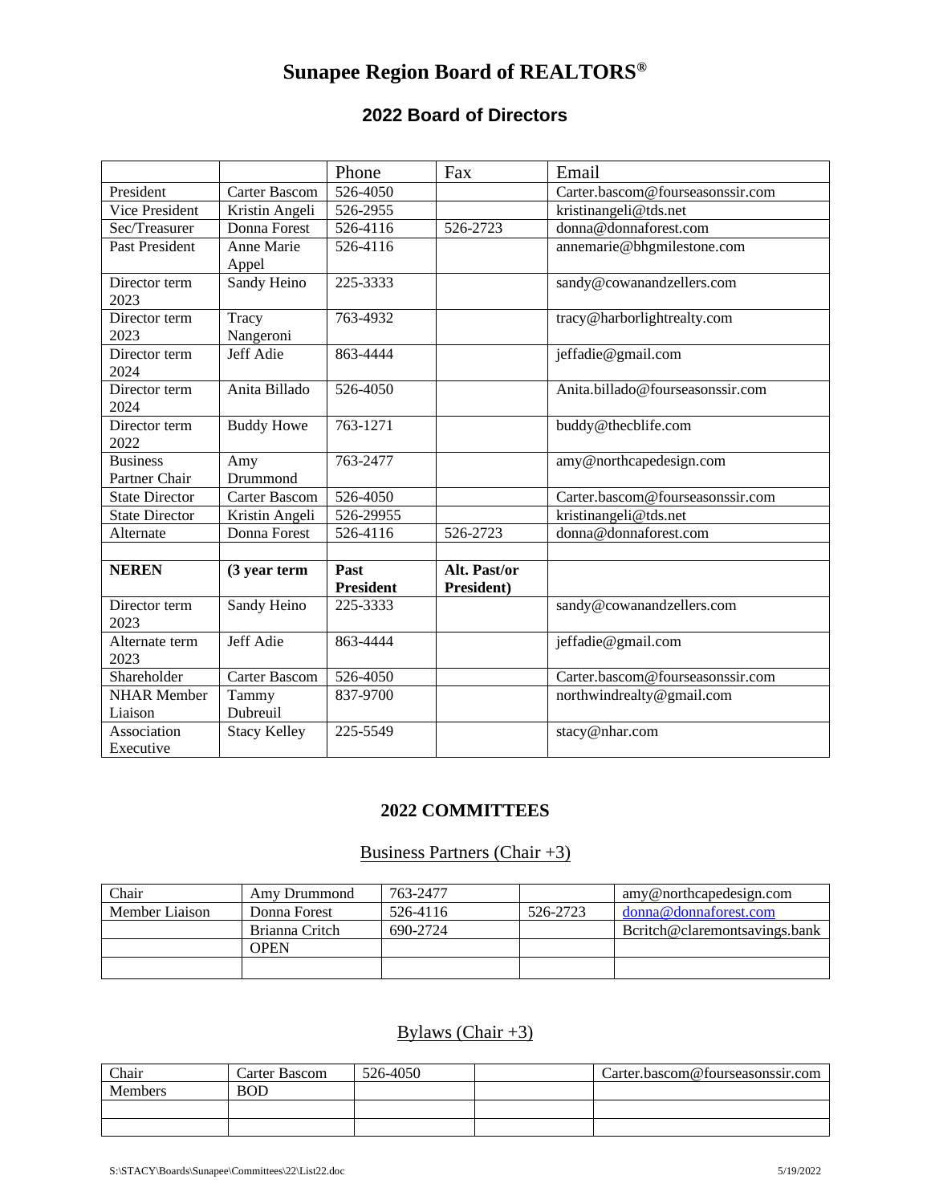# Sunapee Region Board of REALTORS®

## 2022 Board of Directors

| | | Phone | Fax | Email |
|---|---|---|---|---|
| President | Carter Bascom | 526-4050 | | Carter.bascom@fourseasonssir.com |
| Vice President | Kristin Angeli | 526-2955 | | kristinangeli@tds.net |
| Sec/Treasurer | Donna Forest | 526-4116 | 526-2723 | donna@donnaforest.com |
| Past President | Anne Marie Appel | 526-4116 | | annemarie@bhgmilestone.com |
| Director term 2023 | Sandy Heino | 225-3333 | | sandy@cowanandzellers.com |
| Director term 2023 | Tracy Nangeroni | 763-4932 | | tracy@harborlightrealty.com |
| Director term 2024 | Jeff Adie | 863-4444 | | jeffadie@gmail.com |
| Director term 2024 | Anita Billado | 526-4050 | | Anita.billado@fourseasonssir.com |
| Director term 2022 | Buddy Howe | 763-1271 | | buddy@thecblife.com |
| Business Partner Chair | Amy Drummond | 763-2477 | | amy@northcapedesign.com |
| State Director | Carter Bascom | 526-4050 | | Carter.bascom@fourseasonssir.com |
| State Director | Kristin Angeli | 526-29955 | | kristinangeli@tds.net |
| Alternate | Donna Forest | 526-4116 | 526-2723 | donna@donnaforest.com |
| | | | | |
| **NEREN** | **(3 year term** | **Past President** | **Alt. Past/or President)** | |
| Director term 2023 | Sandy Heino | 225-3333 | | sandy@cowanandzellers.com |
| Alternate term 2023 | Jeff Adie | 863-4444 | | jeffadie@gmail.com |
| Shareholder | Carter Bascom | 526-4050 | | Carter.bascom@fourseasonssir.com |
| NHAR Member Liaison | Tammy Dubreuil | 837-9700 | | northwindrealty@gmail.com |
| Association Executive | Stacy Kelley | 225-5549 | | stacy@nhar.com |

## 2022 COMMITTEES

### Business Partners (Chair +3)

| | | | | |
|---|---|---|---|---|
| Chair | Amy Drummond | 763-2477 | | amy@northcapedesign.com |
| Member Liaison | Donna Forest | 526-4116 | 526-2723 | donna@donnaforest.com |
| | Brianna Critch | 690-2724 | | Bcritch@claremontsavings.bank |
| | OPEN | | | |
| | | | | |

### Bylaws (Chair +3)

| | | | | |
|---|---|---|---|---|
| Chair | Carter Bascom | 526-4050 | | Carter.bascom@fourseasonssir.com |
| Members | BOD | | | |
| | | | | |
| | | | | |

S:\STACY\Boards\Sunapee\Committees\22\List22.doc 5/19/2022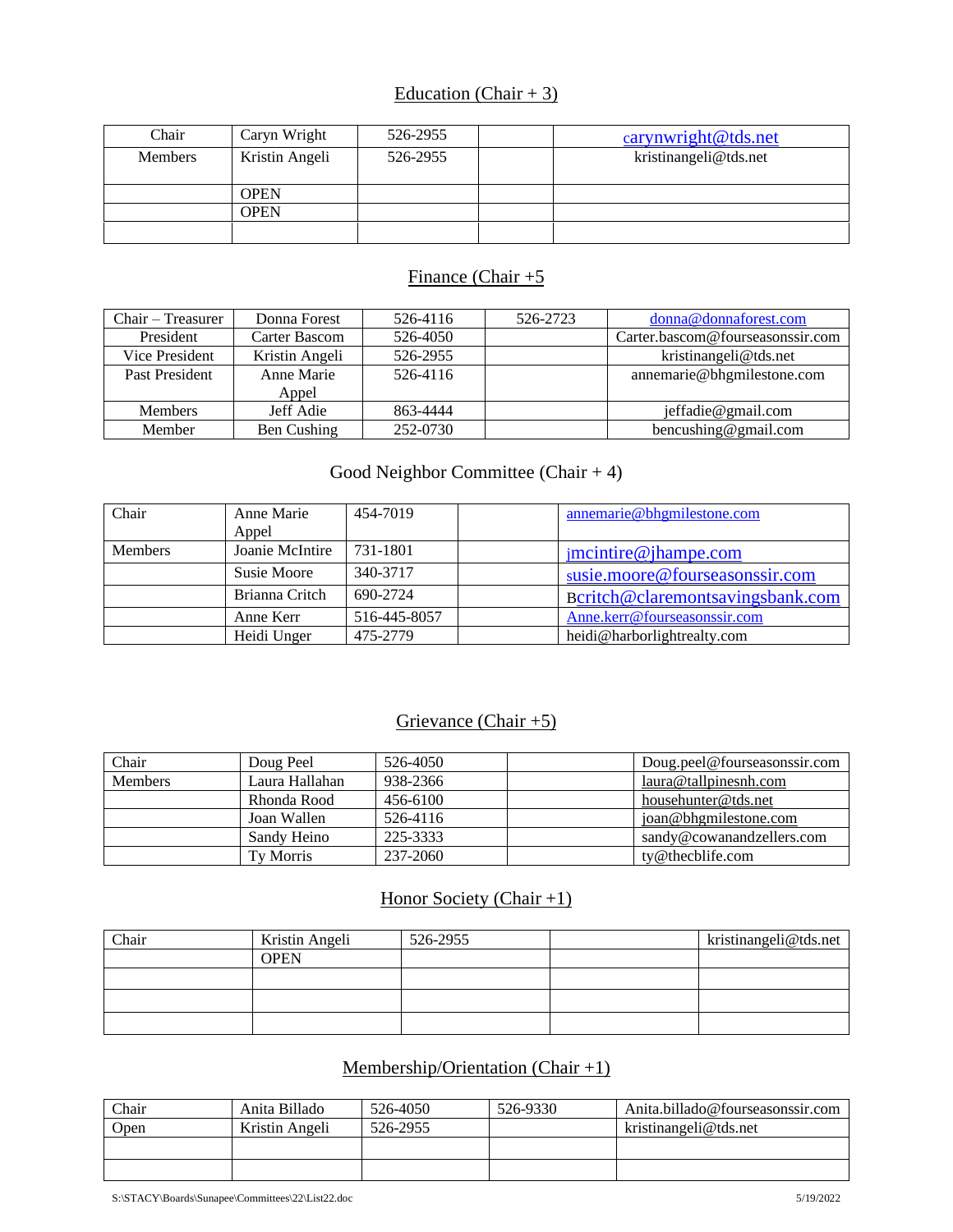## Education (Chair + 3)

| Chair | Caryn Wright | 526-2955 | | carynwright@tds.net |
|---|---|---|---|---|
| Members | Kristin Angeli | 526-2955 | | kristinangeli@tds.net |
| | OPEN | | | |
| | OPEN | | | |
| | | | | |

## Finance (Chair +5

| Chair – Treasurer | Donna Forest | 526-4116 | 526-2723 | donna@donnaforest.com |
|---|---|---|---|---|
| President | Carter Bascom | 526-4050 | | Carter.bascom@fourseasonssir.com |
| Vice President | Kristin Angeli | 526-2955 | | kristinangeli@tds.net |
| Past President | Anne Marie Appel | 526-4116 | | annemarie@bhgmilestone.com |
| Members | Jeff Adie | 863-4444 | | jeffadie@gmail.com |
| Member | Ben Cushing | 252-0730 | | bencushing@gmail.com |

## Good Neighbor Committee (Chair + 4)

| Chair | Anne Marie Appel | 454-7019 | | annemarie@bhgmilestone.com |
|---|---|---|---|---|
| Members | Joanie McIntire | 731-1801 | | jmcintire@jhampe.com |
| | Susie Moore | 340-3717 | | susie.moore@fourseasonssir.com |
| | Brianna Critch | 690-2724 | | Bcritch@claremontsavingsbank.com |
| | Anne Kerr | 516-445-8057 | | Anne.kerr@fourseasonssir.com |
| | Heidi Unger | 475-2779 | | heidi@harborlightrealty.com |

## Grievance (Chair +5)

| Chair | Doug Peel | 526-4050 | | Doug.peel@fourseasonssir.com |
|---|---|---|---|---|
| Members | Laura Hallahan | 938-2366 | | laura@tallpinesnh.com |
| | Rhonda Rood | 456-6100 | | househunter@tds.net |
| | Joan Wallen | 526-4116 | | joan@bhgmilestone.com |
| | Sandy Heino | 225-3333 | | sandy@cowanandzellers.com |
| | Ty Morris | 237-2060 | | ty@thecblife.com |

## Honor Society (Chair +1)

| Chair | Kristin Angeli | 526-2955 | | kristinangeli@tds.net |
|---|---|---|---|---|
| | OPEN | | | |
| | | | | |
| | | | | |
| | | | | |

## Membership/Orientation (Chair +1)

| Chair | Anita Billado | 526-4050 | 526-9330 | Anita.billado@fourseasonssir.com |
|---|---|---|---|---|
| Open | Kristin Angeli | 526-2955 | | kristinangeli@tds.net |
| | | | | |
| | | | | |

S:\STACY\Boards\Sunapee\Committees\22\List22.doc 5/19/2022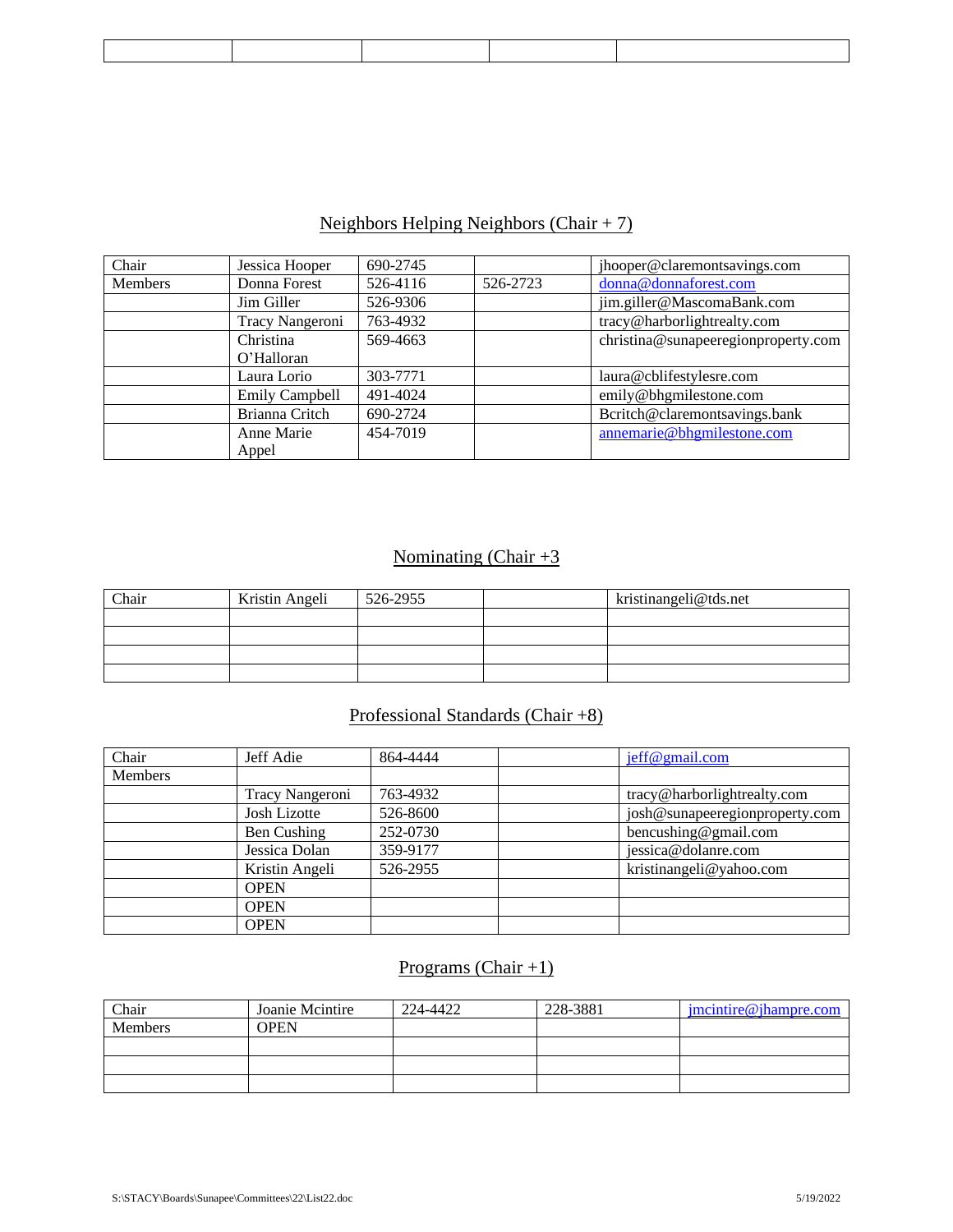|  |  |  |  |  |
|---|---|---|---|---|

## Neighbors Helping Neighbors (Chair + 7)

| Chair | Jessica Hooper | 690-2745 |  | jhooper@claremontsavings.com |
|---|---|---|---|---|
| Members | Donna Forest | 526-4116 | 526-2723 | donna@donnaforest.com |
|  | Jim Giller | 526-9306 |  | jim.giller@MascomaBank.com |
|  | Tracy Nangeroni | 763-4932 |  | tracy@harborlightrealty.com |
|  | Christina O'Halloran | 569-4663 |  | christina@sunapeeregionproperty.com |
|  | Laura Lorio | 303-7771 |  | laura@cblifestylesre.com |
|  | Emily Campbell | 491-4024 |  | emily@bhgmilestone.com |
|  | Brianna Critch | 690-2724 |  | Bcritch@claremontsavings.bank |
|  | Anne Marie Appel | 454-7019 |  | annemarie@bhgmilestone.com |

## Nominating (Chair +3

| Chair | Kristin Angeli | 526-2955 |  | kristinangeli@tds.net |
|---|---|---|---|---|
|  |  |  |  |  |
|  |  |  |  |  |
|  |  |  |  |  |
|  |  |  |  |  |

## Professional Standards (Chair +8)

| Chair | Jeff Adie | 864-4444 |  | jeff@gmail.com |
|---|---|---|---|---|
| Members |  |  |  |  |
|  | Tracy Nangeroni | 763-4932 |  | tracy@harborlightrealty.com |
|  | Josh Lizotte | 526-8600 |  | josh@sunapeeregionproperty.com |
|  | Ben Cushing | 252-0730 |  | bencushing@gmail.com |
|  | Jessica Dolan | 359-9177 |  | jessica@dolanre.com |
|  | Kristin Angeli | 526-2955 |  | kristinangeli@yahoo.com |
|  | OPEN |  |  |  |
|  | OPEN |  |  |  |
|  | OPEN |  |  |  |

## Programs (Chair +1)

| Chair | Joanie Mcintire | 224-4422 | 228-3881 | jmcintire@jhampre.com |
|---|---|---|---|---|
| Members | OPEN |  |  |  |
|  |  |  |  |  |
|  |  |  |  |  |
|  |  |  |  |  |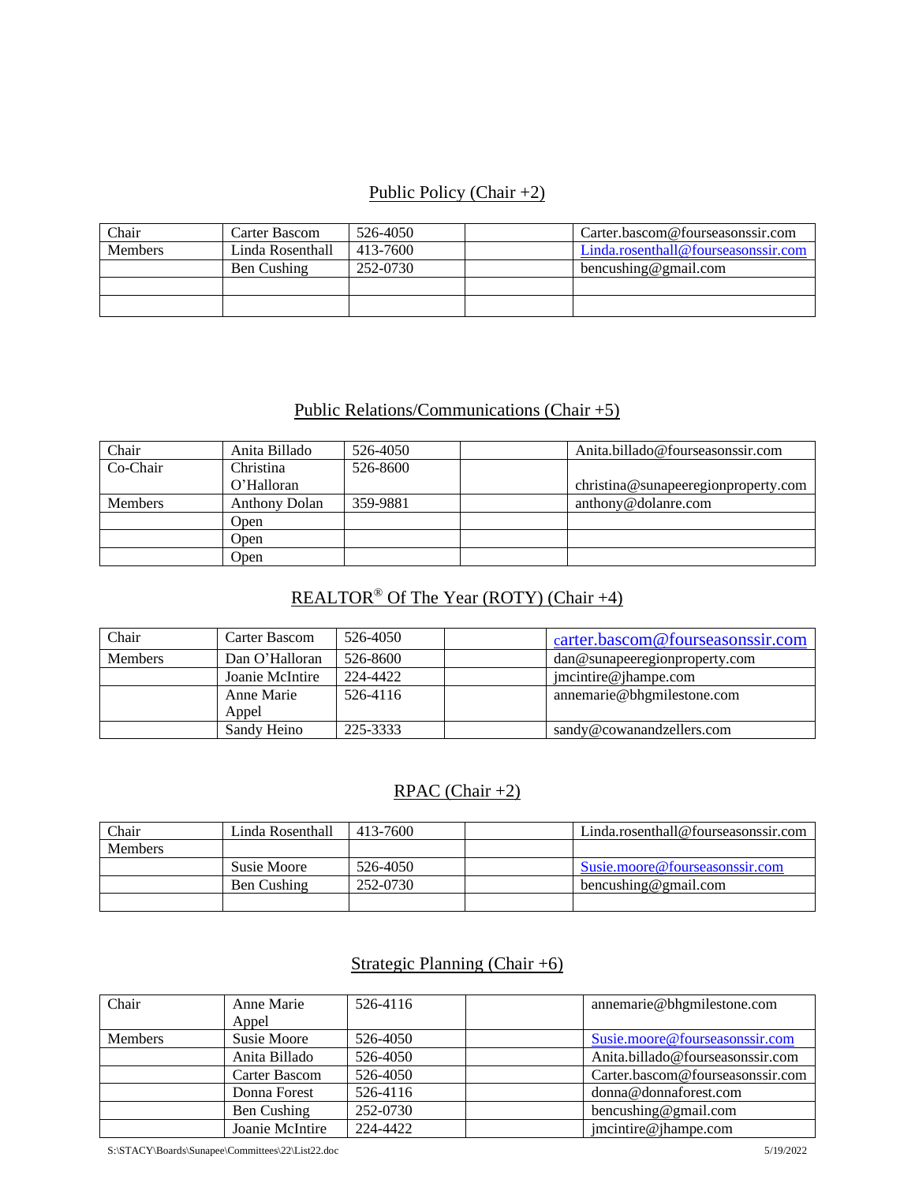## Public Policy (Chair +2)

| | | | | |
|---|---|---|---|---|
| Chair | Carter Bascom | 526-4050 | | Carter.bascom@fourseasonssir.com |
| Members | Linda Rosenthall | 413-7600 | | Linda.rosenthall@fourseasonssir.com |
| | Ben Cushing | 252-0730 | | bencushing@gmail.com |
| | | | | |
| | | | | |

## Public Relations/Communications (Chair +5)

| | | | | |
|---|---|---|---|---|
| Chair | Anita Billado | 526-4050 | | Anita.billado@fourseasonssir.com |
| Co-Chair | Christina O'Halloran | 526-8600 | | christina@sunapeeregionproperty.com |
| Members | Anthony Dolan | 359-9881 | | anthony@dolanre.com |
| | Open | | | |
| | Open | | | |
| | Open | | | |

## REALTOR® Of The Year (ROTY) (Chair +4)

| | | | | |
|---|---|---|---|---|
| Chair | Carter Bascom | 526-4050 | | carter.bascom@fourseasonssir.com |
| Members | Dan O'Halloran | 526-8600 | | dan@sunapeeregionproperty.com |
| | Joanie McIntire | 224-4422 | | jmcintire@jhampe.com |
| | Anne Marie Appel | 526-4116 | | annemarie@bhgmilestone.com |
| | Sandy Heino | 225-3333 | | sandy@cowanandzellers.com |

## RPAC (Chair +2)

| | | | | |
|---|---|---|---|---|
| Chair | Linda Rosenthall | 413-7600 | | Linda.rosenthall@fourseasonssir.com |
| Members | | | | |
| | Susie Moore | 526-4050 | | Susie.moore@fourseasonssir.com |
| | Ben Cushing | 252-0730 | | bencushing@gmail.com |
| | | | | |

## Strategic Planning (Chair +6)

| | | | | |
|---|---|---|---|---|
| Chair | Anne Marie Appel | 526-4116 | | annemarie@bhgmilestone.com |
| Members | Susie Moore | 526-4050 | | Susie.moore@fourseasonssir.com |
| | Anita Billado | 526-4050 | | Anita.billado@fourseasonssir.com |
| | Carter Bascom | 526-4050 | | Carter.bascom@fourseasonssir.com |
| | Donna Forest | 526-4116 | | donna@donnaforest.com |
| | Ben Cushing | 252-0730 | | bencushing@gmail.com |
| | Joanie McIntire | 224-4422 | | jmcintire@jhampe.com |